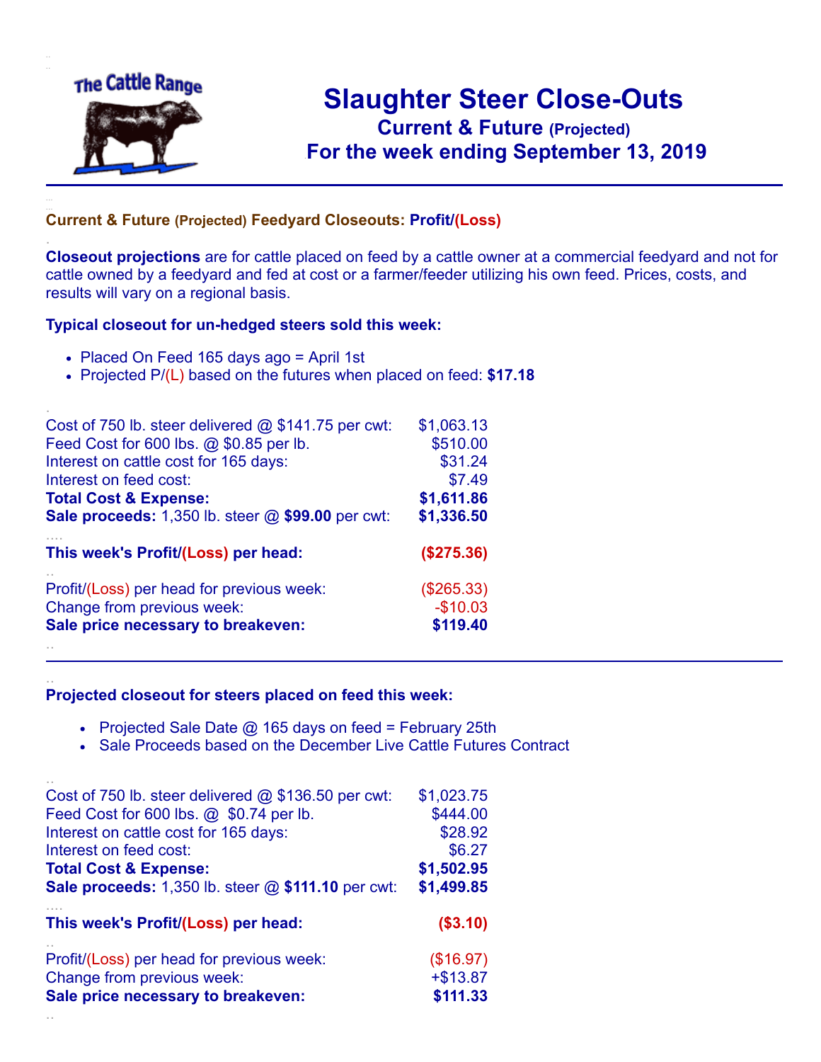# Slaughter Steer Close-Outs

## Current & Future (Projected)

## For the week ending September 13, 2019

### Current & Future (Projected) Feedyard Closeouts: Profit/(Loss)

**Closeout projections** are for cattle placed on feed by a cattle owner at a commercial feedyard and not for cattle owned by a feedyard and fed at cost or a farmer/feeder utilizing his own feed. Prices, costs, and results will vary on a regional basis.

### Typical closeout for un-hedged steers sold this week:

- Placed On Feed 165 days ago = April 1st
- Projected P/(L) based on the futures when placed on feed: **$17.18**

| | |
|---|---|
| Cost of 750 lb. steer delivered @ $141.75 per cwt: | $1,063.13 |
| Feed Cost for 600 lbs. @ $0.85 per lb. | $510.00 |
| Interest on cattle cost for 165 days: | $31.24 |
| Interest on feed cost: | $7.49 |
| **Total Cost & Expense:** | **$1,611.86** |
| **Sale proceeds:** 1,350 lb. steer @ **$99.00** per cwt: | **$1,336.50** |
| **This week's Profit/(Loss) per head:** | **($275.36)** |
| Profit/(Loss) per head for previous week: | ($265.33) |
| Change from previous week: | -$10.03 |
| **Sale price necessary to breakeven:** | **$119.40** |

### Projected closeout for steers placed on feed this week:

- Projected Sale Date @ 165 days on feed = February 25th
- Sale Proceeds based on the December Live Cattle Futures Contract

| | |
|---|---|
| Cost of 750 lb. steer delivered @ $136.50 per cwt: | $1,023.75 |
| Feed Cost for 600 lbs. @ $0.74 per lb. | $444.00 |
| Interest on cattle cost for 165 days: | $28.92 |
| Interest on feed cost: | $6.27 |
| **Total Cost & Expense:** | **$1,502.95** |
| **Sale proceeds:** 1,350 lb. steer @ **$111.10** per cwt: | **$1,499.85** |
| **This week's Profit/(Loss) per head:** | **($3.10)** |
| Profit/(Loss) per head for previous week: | ($16.97) |
| Change from previous week: | +$13.87 |
| **Sale price necessary to breakeven:** | **$111.33** |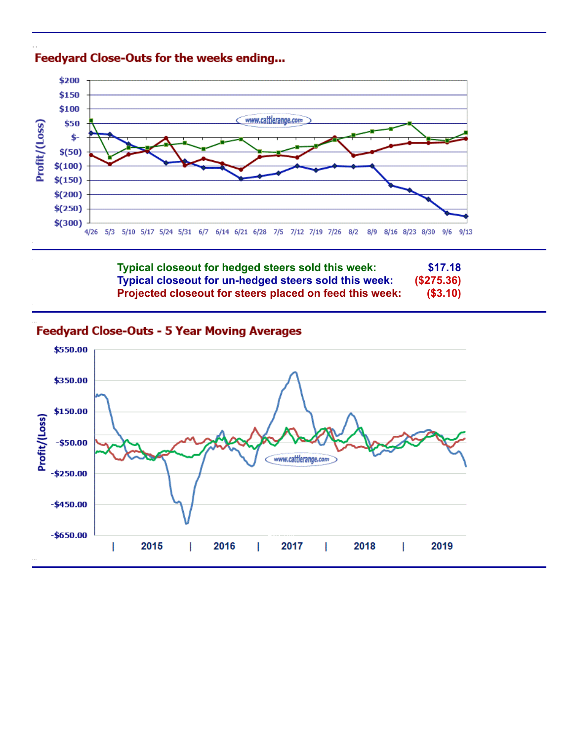## Feedyard Close-Outs for the weeks ending...

$200
$150
$100
$50
$-
$(50)
$(100)
$(150)
$(200)
$(250)
$(300)

Profit/(Loss)

www.cattlerange.com

4/26 5/3 5/10 5/17 5/24 5/31 6/7 6/14 6/21 6/28 7/5 7/12 7/19 7/26 8/2 8/9 8/16 8/23 8/30 9/6 9/13

| | |
|---|---|
| Typical closeout for hedged steers sold this week: | $17.18 |
| Typical closeout for un-hedged steers sold this week: | ($275.36) |
| Projected closeout for steers placed on feed this week: | ($3.10) |

## Feedyard Close-Outs - 5 Year Moving Averages

$550.00
$350.00
$150.00
-$50.00
-$250.00
-$450.00
-$650.00

Profit/(Loss)

www.cattlerange.com

| 2015 | 2016 | 2017 | 2018 | 2019